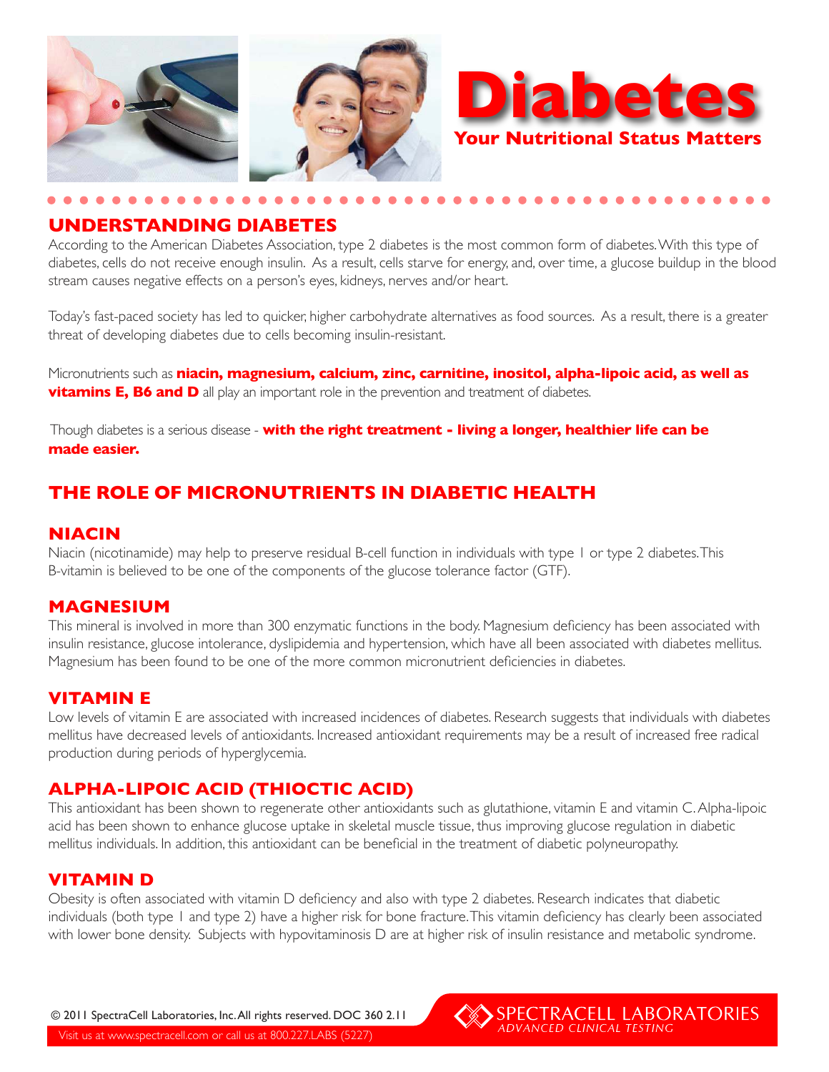# Diabetes

**Your Nutritional Status Matters**

## UNDERSTANDING DIABETES

According to the American Diabetes Association, type 2 diabetes is the most common form of diabetes. With this type of diabetes, cells do not receive enough insulin. As a result, cells starve for energy, and, over time, a glucose buildup in the blood stream causes negative effects on a person's eyes, kidneys, nerves and/or heart.

Today's fast-paced society has led to quicker, higher carbohydrate alternatives as food sources. As a result, there is a greater threat of developing diabetes due to cells becoming insulin-resistant.

Micronutrients such as **niacin, magnesium, calcium, zinc, carnitine, inositol, alpha-lipoic acid, as well as vitamins E, B6 and D** all play an important role in the prevention and treatment of diabetes.

Though diabetes is a serious disease - **with the right treatment - living a longer, healthier life can be made easier.**

## THE ROLE OF MICRONUTRIENTS IN DIABETIC HEALTH

### NIACIN

Niacin (nicotinamide) may help to preserve residual B-cell function in individuals with type 1 or type 2 diabetes. This B-vitamin is believed to be one of the components of the glucose tolerance factor (GTF).

### MAGNESIUM

This mineral is involved in more than 300 enzymatic functions in the body. Magnesium deficiency has been associated with insulin resistance, glucose intolerance, dyslipidemia and hypertension, which have all been associated with diabetes mellitus. Magnesium has been found to be one of the more common micronutrient deficiencies in diabetes.

### VITAMIN E

Low levels of vitamin E are associated with increased incidences of diabetes. Research suggests that individuals with diabetes mellitus have decreased levels of antioxidants. Increased antioxidant requirements may be a result of increased free radical production during periods of hyperglycemia.

### ALPHA-LIPOIC ACID (THIOCTIC ACID)

This antioxidant has been shown to regenerate other antioxidants such as glutathione, vitamin E and vitamin C. Alpha-lipoic acid has been shown to enhance glucose uptake in skeletal muscle tissue, thus improving glucose regulation in diabetic mellitus individuals. In addition, this antioxidant can be beneficial in the treatment of diabetic polyneuropathy.

### VITAMIN D

Obesity is often associated with vitamin D deficiency and also with type 2 diabetes. Research indicates that diabetic individuals (both type 1 and type 2) have a higher risk for bone fracture. This vitamin deficiency has clearly been associated with lower bone density. Subjects with hypovitaminosis D are at higher risk of insulin resistance and metabolic syndrome.

© 2011 SpectraCell Laboratories, Inc. All rights reserved. DOC 360 2.11

Visit us at www.spectracell.com or call us at 800.227.LABS (5227)

SPECTRACELL LABORATORIES
ADVANCED CLINICAL TESTING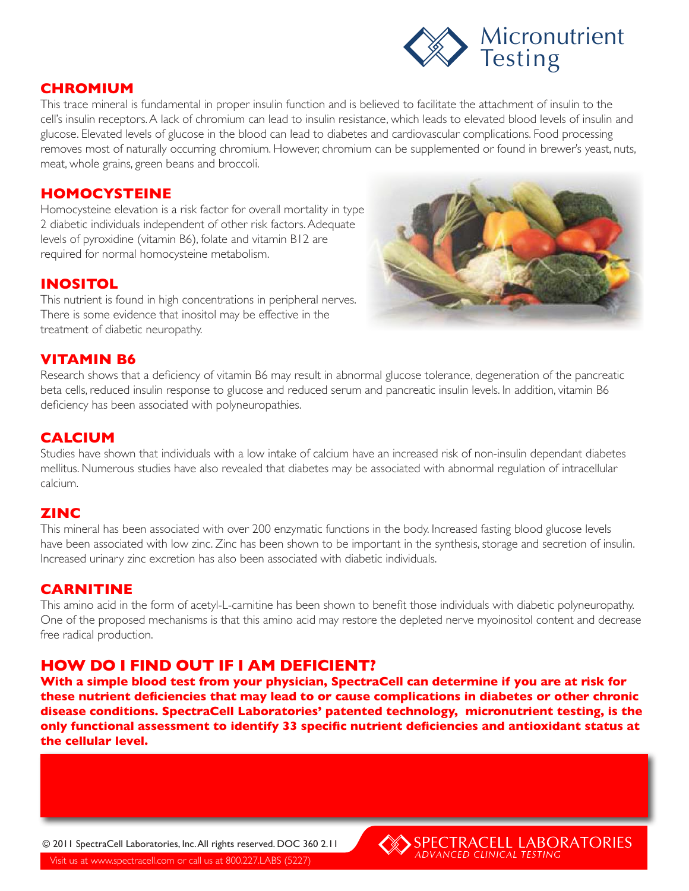## CHROMIUM

This trace mineral is fundamental in proper insulin function and is believed to facilitate the attachment of insulin to the cell's insulin receptors. A lack of chromium can lead to insulin resistance, which leads to elevated blood levels of insulin and glucose. Elevated levels of glucose in the blood can lead to diabetes and cardiovascular complications. Food processing removes most of naturally occurring chromium. However, chromium can be supplemented or found in brewer's yeast, nuts, meat, whole grains, green beans and broccoli.

## HOMOCYSTEINE

Homocysteine elevation is a risk factor for overall mortality in type 2 diabetic individuals independent of other risk factors. Adequate levels of pyroxidine (vitamin B6), folate and vitamin B12 are required for normal homocysteine metabolism.

## INOSITOL

This nutrient is found in high concentrations in peripheral nerves. There is some evidence that inositol may be effective in the treatment of diabetic neuropathy.

## VITAMIN B6

Research shows that a deficiency of vitamin B6 may result in abnormal glucose tolerance, degeneration of the pancreatic beta cells, reduced insulin response to glucose and reduced serum and pancreatic insulin levels. In addition, vitamin B6 deficiency has been associated with polyneuropathies.

## CALCIUM

Studies have shown that individuals with a low intake of calcium have an increased risk of non-insulin dependant diabetes mellitus. Numerous studies have also revealed that diabetes may be associated with abnormal regulation of intracellular calcium.

## ZINC

This mineral has been associated with over 200 enzymatic functions in the body. Increased fasting blood glucose levels have been associated with low zinc. Zinc has been shown to be important in the synthesis, storage and secretion of insulin. Increased urinary zinc excretion has also been associated with diabetic individuals.

## CARNITINE

This amino acid in the form of acetyl-L-carnitine has been shown to benefit those individuals with diabetic polyneuropathy. One of the proposed mechanisms is that this amino acid may restore the depleted nerve myoinositol content and decrease free radical production.

## HOW DO I FIND OUT IF I AM DEFICIENT?

**With a simple blood test from your physician, SpectraCell can determine if you are at risk for these nutrient deficiencies that may lead to or cause complications in diabetes or other chronic disease conditions. SpectraCell Laboratories' patented technology, micronutrient testing, is the only functional assessment to identify 33 specific nutrient deficiencies and antioxidant status at the cellular level.**

© 2011 SpectraCell Laboratories, Inc. All rights reserved. DOC 360 2.11

Visit us at www.spectracell.com or call us at 800.227.LABS (5227)

SPECTRACELL LABORATORIES
*ADVANCED CLINICAL TESTING*